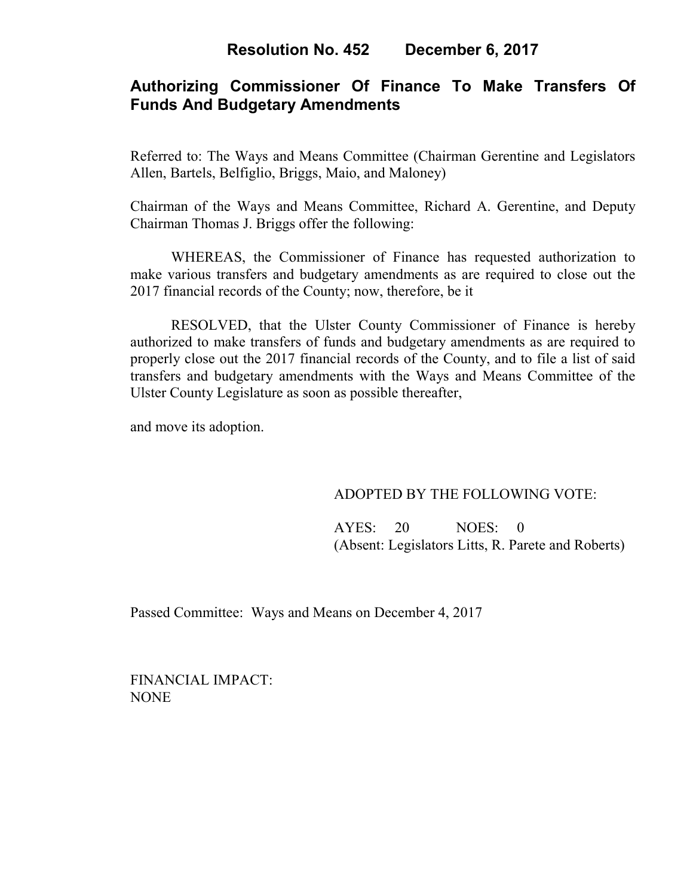# Resolution No. 452 December 6, 2017

## Authorizing Commissioner Of Finance To Make Transfers Of Funds And Budgetary Amendments

Referred to: The Ways and Means Committee (Chairman Gerentine and Legislators Allen, Bartels, Belfiglio, Briggs, Maio, and Maloney)

Chairman of the Ways and Means Committee, Richard A. Gerentine, and Deputy Chairman Thomas J. Briggs offer the following:

WHEREAS, the Commissioner of Finance has requested authorization to make various transfers and budgetary amendments as are required to close out the 2017 financial records of the County; now, therefore, be it

RESOLVED, that the Ulster County Commissioner of Finance is hereby authorized to make transfers of funds and budgetary amendments as are required to properly close out the 2017 financial records of the County, and to file a list of said transfers and budgetary amendments with the Ways and Means Committee of the Ulster County Legislature as soon as possible thereafter,

and move its adoption.

ADOPTED BY THE FOLLOWING VOTE:

AYES: 20 NOES: 0
(Absent: Legislators Litts, R. Parete and Roberts)

Passed Committee: Ways and Means on December 4, 2017

FINANCIAL IMPACT:
NONE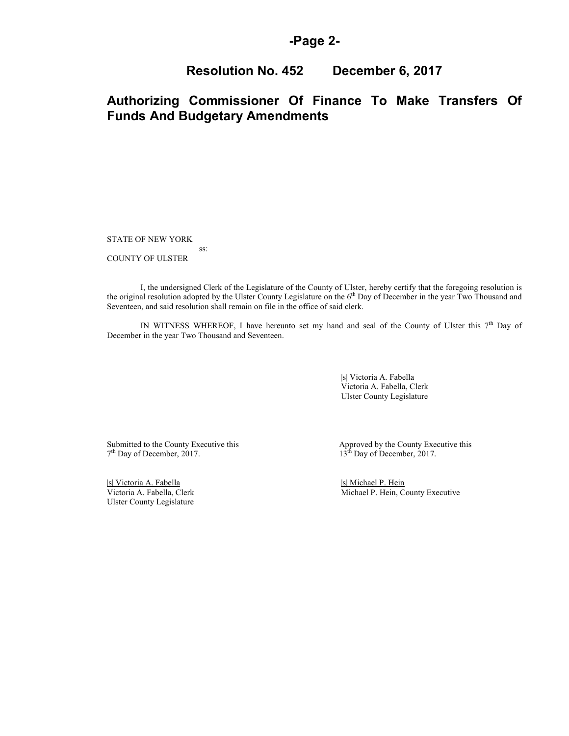## Resolution No. 452 December 6, 2017

## Authorizing Commissioner Of Finance To Make Transfers Of Funds And Budgetary Amendments

STATE OF NEW YORK
ss:
COUNTY OF ULSTER

I, the undersigned Clerk of the Legislature of the County of Ulster, hereby certify that the foregoing resolution is the original resolution adopted by the Ulster County Legislature on the 6th Day of December in the year Two Thousand and Seventeen, and said resolution shall remain on file in the office of said clerk.

IN WITNESS WHEREOF, I have hereunto set my hand and seal of the County of Ulster this 7th Day of December in the year Two Thousand and Seventeen.

|s| Victoria A. Fabella
Victoria A. Fabella, Clerk
Ulster County Legislature

Submitted to the County Executive this
7th Day of December, 2017.

|s| Victoria A. Fabella
Victoria A. Fabella, Clerk
Ulster County Legislature

Approved by the County Executive this
13th Day of December, 2017.

|s| Michael P. Hein
Michael P. Hein, County Executive